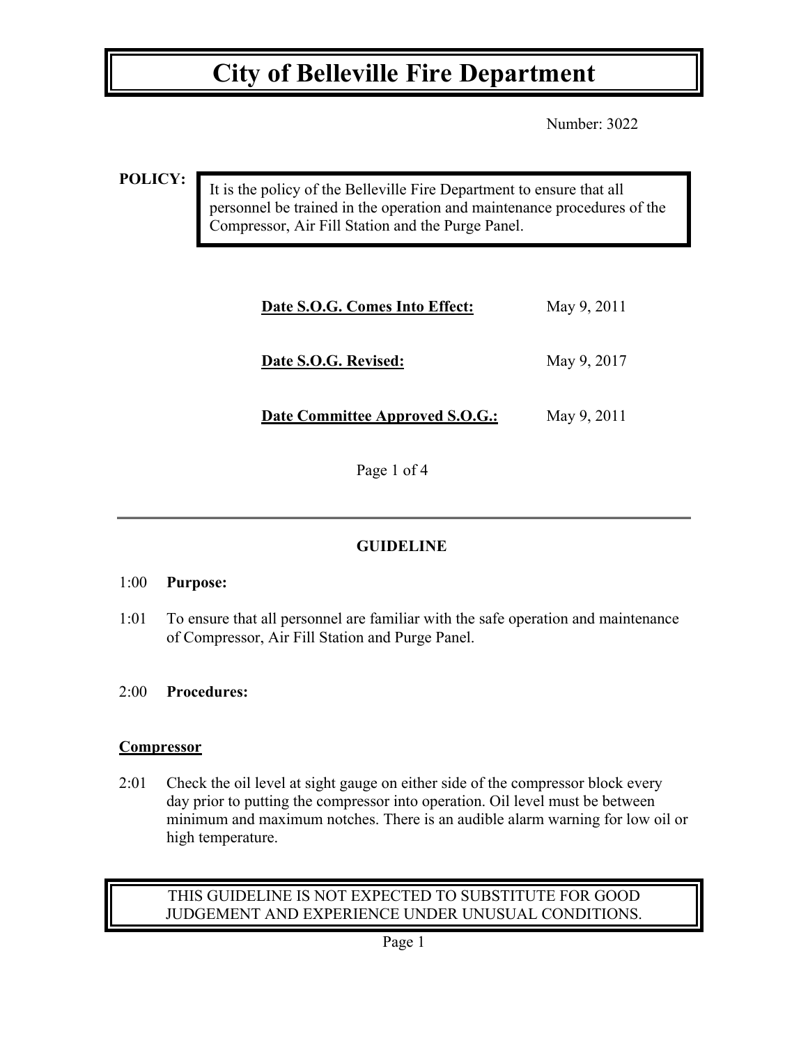# City of Belleville Fire Department

Number: 3022

**POLICY:**

It is the policy of the Belleville Fire Department to ensure that all personnel be trained in the operation and maintenance procedures of the Compressor, Air Fill Station and the Purge Panel.

**Date S.O.G. Comes Into Effect:** May 9, 2011

**Date S.O.G. Revised:** May 9, 2017

**Date Committee Approved S.O.G.:** May 9, 2011

---

## GUIDELINE

1:00 **Purpose:**

1:01 To ensure that all personnel are familiar with the safe operation and maintenance of Compressor, Air Fill Station and Purge Panel.

2:00 **Procedures:**

### Compressor

2:01 Check the oil level at sight gauge on either side of the compressor block every day prior to putting the compressor into operation. Oil level must be between minimum and maximum notches. There is an audible alarm warning for low oil or high temperature.

THIS GUIDELINE IS NOT EXPECTED TO SUBSTITUTE FOR GOOD JUDGEMENT AND EXPERIENCE UNDER UNUSUAL CONDITIONS.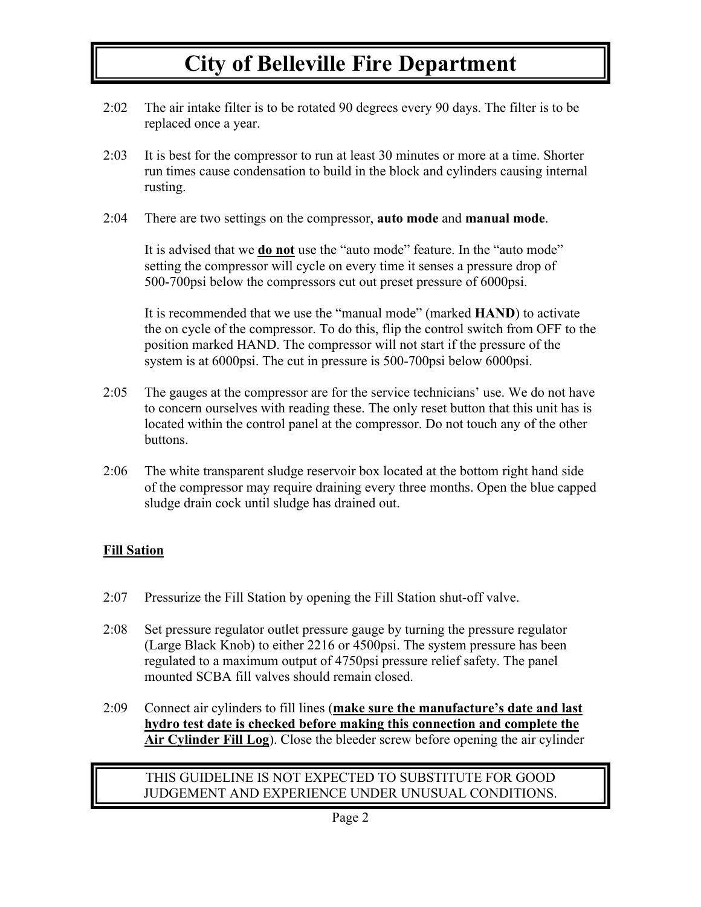2:02 The air intake filter is to be rotated 90 degrees every 90 days. The filter is to be replaced once a year.

2:03 It is best for the compressor to run at least 30 minutes or more at a time. Shorter run times cause condensation to build in the block and cylinders causing internal rusting.

2:04 There are two settings on the compressor, **auto mode** and **manual mode**.

It is advised that we **<u>do not</u>** use the "auto mode" feature. In the "auto mode" setting the compressor will cycle on every time it senses a pressure drop of 500-700psi below the compressors cut out preset pressure of 6000psi.

It is recommended that we use the "manual mode" (marked **HAND**) to activate the on cycle of the compressor. To do this, flip the control switch from OFF to the position marked HAND. The compressor will not start if the pressure of the system is at 6000psi. The cut in pressure is 500-700psi below 6000psi.

2:05 The gauges at the compressor are for the service technicians' use. We do not have to concern ourselves with reading these. The only reset button that this unit has is located within the control panel at the compressor. Do not touch any of the other buttons.

2:06 The white transparent sludge reservoir box located at the bottom right hand side of the compressor may require draining every three months. Open the blue capped sludge drain cock until sludge has drained out.

**<u>Fill Sation</u>**

2:07 Pressurize the Fill Station by opening the Fill Station shut-off valve.

2:08 Set pressure regulator outlet pressure gauge by turning the pressure regulator (Large Black Knob) to either 2216 or 4500psi. The system pressure has been regulated to a maximum output of 4750psi pressure relief safety. The panel mounted SCBA fill valves should remain closed.

2:09 Connect air cylinders to fill lines (**<u>make sure the manufacture's date and last hydro test date is checked before making this connection and complete the Air Cylinder Fill Log</u>**). Close the bleeder screw before opening the air cylinder

THIS GUIDELINE IS NOT EXPECTED TO SUBSTITUTE FOR GOOD JUDGEMENT AND EXPERIENCE UNDER UNUSUAL CONDITIONS.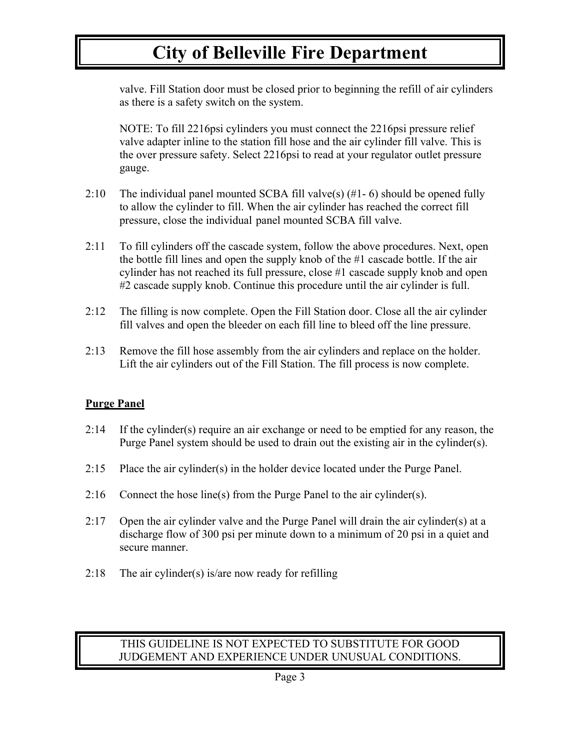valve. Fill Station door must be closed prior to beginning the refill of air cylinders as there is a safety switch on the system.

NOTE: To fill 2216psi cylinders you must connect the 2216psi pressure relief valve adapter inline to the station fill hose and the air cylinder fill valve. This is the over pressure safety. Select 2216psi to read at your regulator outlet pressure gauge.

2:10 The individual panel mounted SCBA fill valve(s) (#1- 6) should be opened fully to allow the cylinder to fill. When the air cylinder has reached the correct fill pressure, close the individual panel mounted SCBA fill valve.

2:11 To fill cylinders off the cascade system, follow the above procedures. Next, open the bottle fill lines and open the supply knob of the #1 cascade bottle. If the air cylinder has not reached its full pressure, close #1 cascade supply knob and open #2 cascade supply knob. Continue this procedure until the air cylinder is full.

2:12 The filling is now complete. Open the Fill Station door. Close all the air cylinder fill valves and open the bleeder on each fill line to bleed off the line pressure.

2:13 Remove the fill hose assembly from the air cylinders and replace on the holder. Lift the air cylinders out of the Fill Station. The fill process is now complete.

**Purge Panel**

2:14 If the cylinder(s) require an air exchange or need to be emptied for any reason, the Purge Panel system should be used to drain out the existing air in the cylinder(s).

2:15 Place the air cylinder(s) in the holder device located under the Purge Panel.

2:16 Connect the hose line(s) from the Purge Panel to the air cylinder(s).

2:17 Open the air cylinder valve and the Purge Panel will drain the air cylinder(s) at a discharge flow of 300 psi per minute down to a minimum of 20 psi in a quiet and secure manner.

2:18 The air cylinder(s) is/are now ready for refilling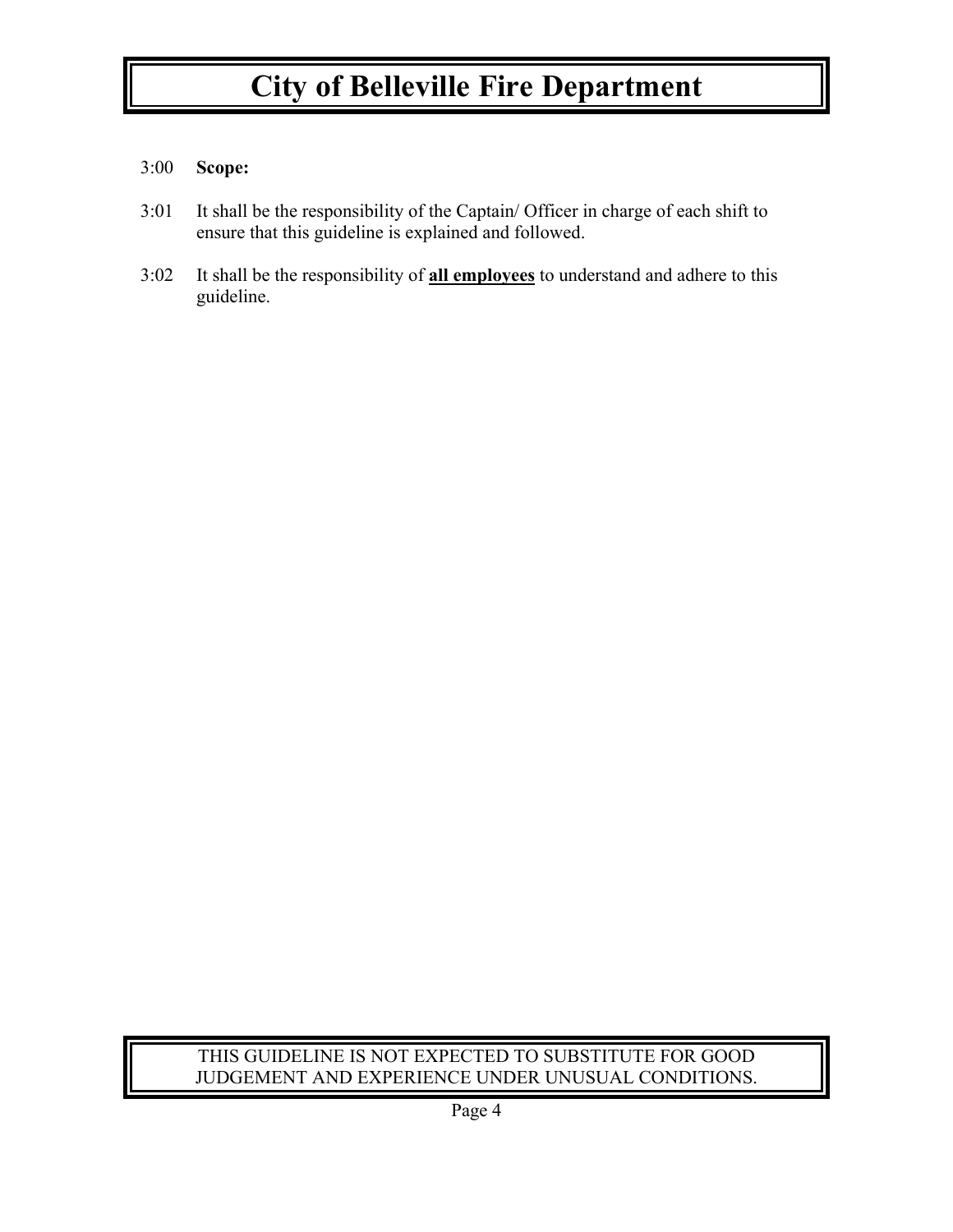3:00 **Scope:**

3:01 It shall be the responsibility of the Captain/ Officer in charge of each shift to ensure that this guideline is explained and followed.

3:02 It shall be the responsibility of **<u>all employees</u>** to understand and adhere to this guideline.